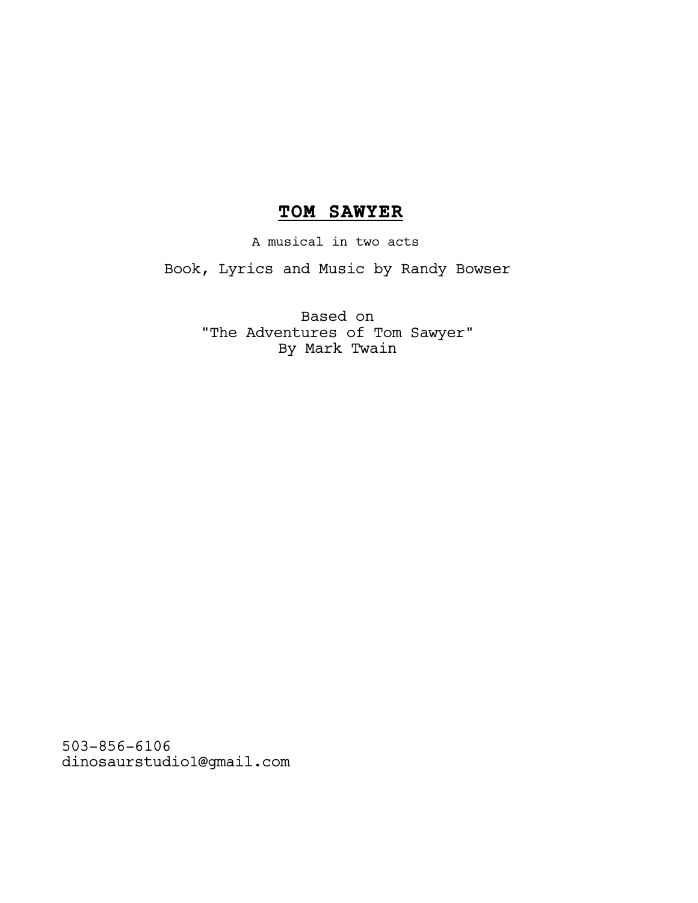# **TOM SAWYER**

A musical in two acts

Book, Lyrics and Music by Randy Bowser

Based on
"The Adventures of Tom Sawyer"
By Mark Twain

503-856-6106
dinosaurstudio1@gmail.com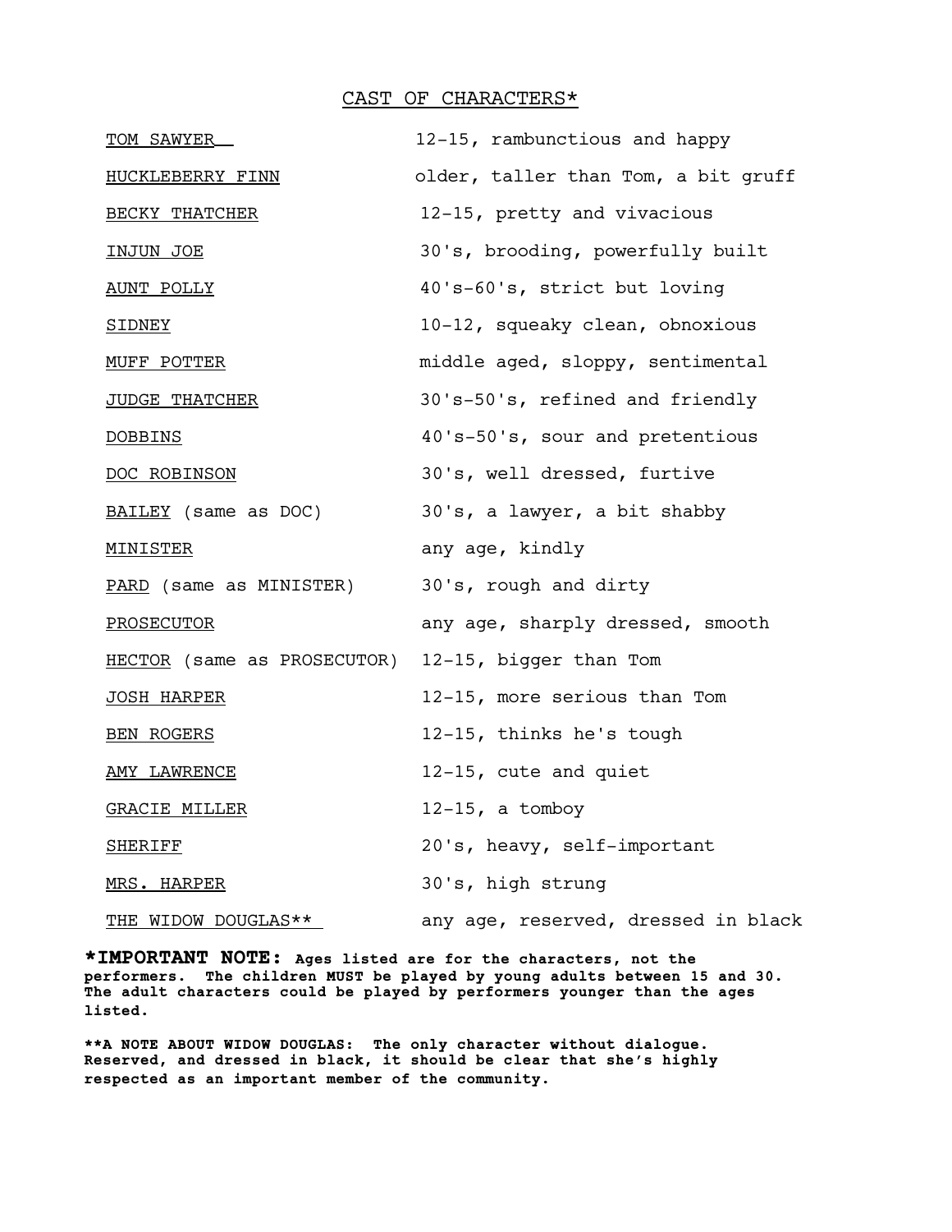## CAST OF CHARACTERS*

| Character | Description |
|---|---|
| TOM SAWYER | 12-15, rambunctious and happy |
| HUCKLEBERRY FINN | older, taller than Tom, a bit gruff |
| BECKY THATCHER | 12-15, pretty and vivacious |
| INJUN JOE | 30's, brooding, powerfully built |
| AUNT POLLY | 40's-60's, strict but loving |
| SIDNEY | 10-12, squeaky clean, obnoxious |
| MUFF POTTER | middle aged, sloppy, sentimental |
| JUDGE THATCHER | 30's-50's, refined and friendly |
| DOBBINS | 40's-50's, sour and pretentious |
| DOC ROBINSON | 30's, well dressed, furtive |
| BAILEY (same as DOC) | 30's, a lawyer, a bit shabby |
| MINISTER | any age, kindly |
| PARD (same as MINISTER) | 30's, rough and dirty |
| PROSECUTOR | any age, sharply dressed, smooth |
| HECTOR (same as PROSECUTOR) | 12-15, bigger than Tom |
| JOSH HARPER | 12-15, more serious than Tom |
| BEN ROGERS | 12-15, thinks he's tough |
| AMY LAWRENCE | 12-15, cute and quiet |
| GRACIE MILLER | 12-15, a tomboy |
| SHERIFF | 20's, heavy, self-important |
| MRS. HARPER | 30's, high strung |
| THE WIDOW DOUGLAS** | any age, reserved, dressed in black |

***IMPORTANT NOTE:** **Ages listed are for the characters, not the performers. The children MUST be played by young adults between 15 and 30. The adult characters could be played by performers younger than the ages listed.**

****A NOTE ABOUT WIDOW DOUGLAS: The only character without dialogue. Reserved, and dressed in black, it should be clear that she's highly respected as an important member of the community.**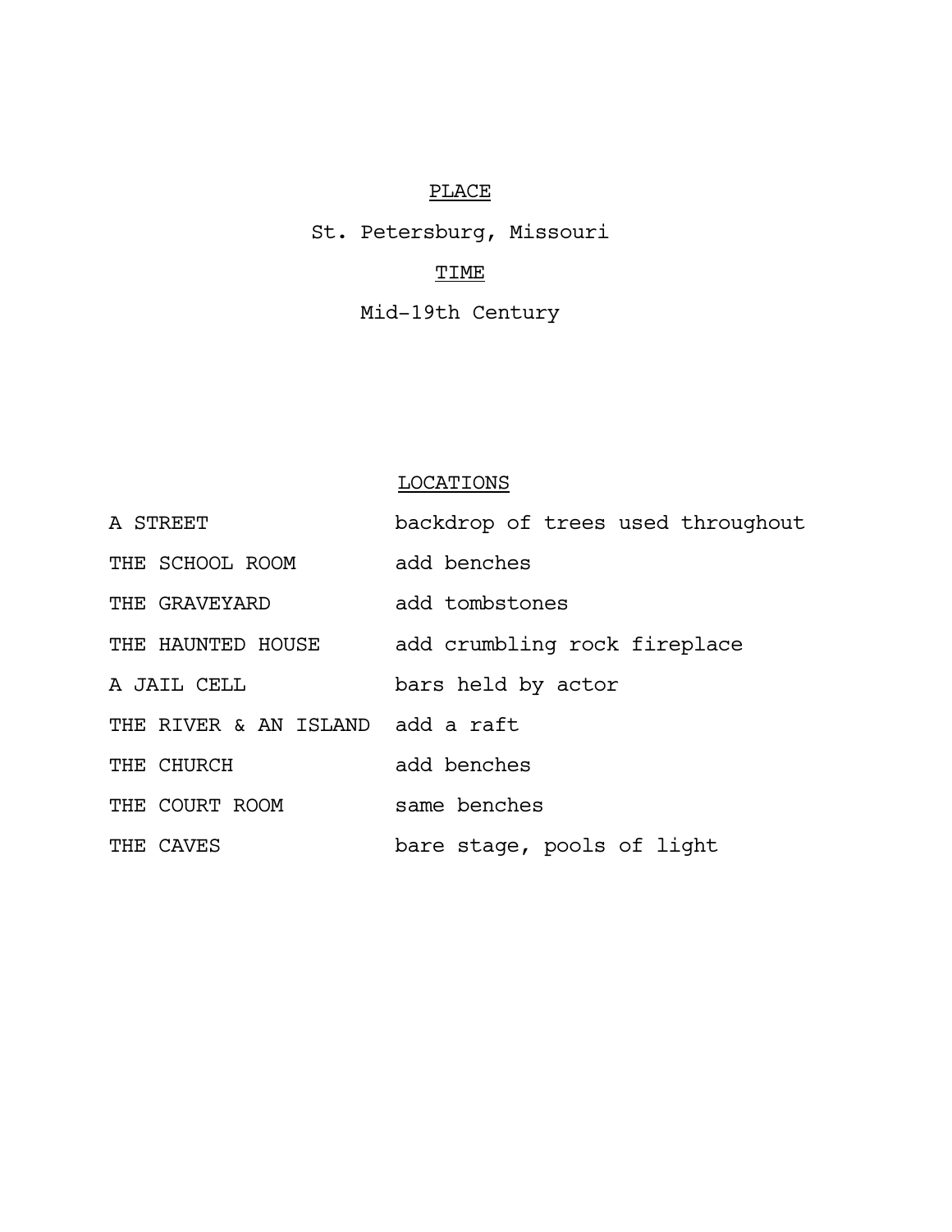## PLACE

St. Petersburg, Missouri

## TIME

Mid-19th Century

## LOCATIONS

| | |
|---|---|
| A STREET | backdrop of trees used throughout |
| THE SCHOOL ROOM | add benches |
| THE GRAVEYARD | add tombstones |
| THE HAUNTED HOUSE | add crumbling rock fireplace |
| A JAIL CELL | bars held by actor |
| THE RIVER & AN ISLAND | add a raft |
| THE CHURCH | add benches |
| THE COURT ROOM | same benches |
| THE CAVES | bare stage, pools of light |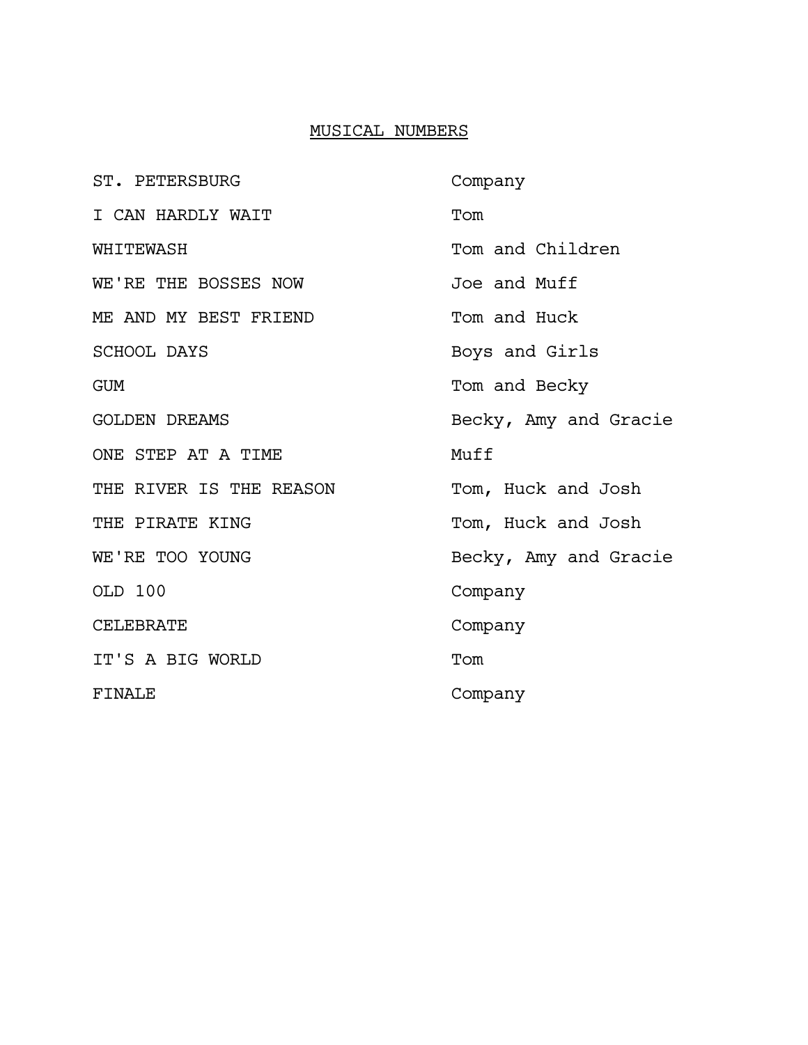# MUSICAL NUMBERS

| | |
|---|---|
| ST. PETERSBURG | Company |
| I CAN HARDLY WAIT | Tom |
| WHITEWASH | Tom and Children |
| WE'RE THE BOSSES NOW | Joe and Muff |
| ME AND MY BEST FRIEND | Tom and Huck |
| SCHOOL DAYS | Boys and Girls |
| GUM | Tom and Becky |
| GOLDEN DREAMS | Becky, Amy and Gracie |
| ONE STEP AT A TIME | Muff |
| THE RIVER IS THE REASON | Tom, Huck and Josh |
| THE PIRATE KING | Tom, Huck and Josh |
| WE'RE TOO YOUNG | Becky, Amy and Gracie |
| OLD 100 | Company |
| CELEBRATE | Company |
| IT'S A BIG WORLD | Tom |
| FINALE | Company |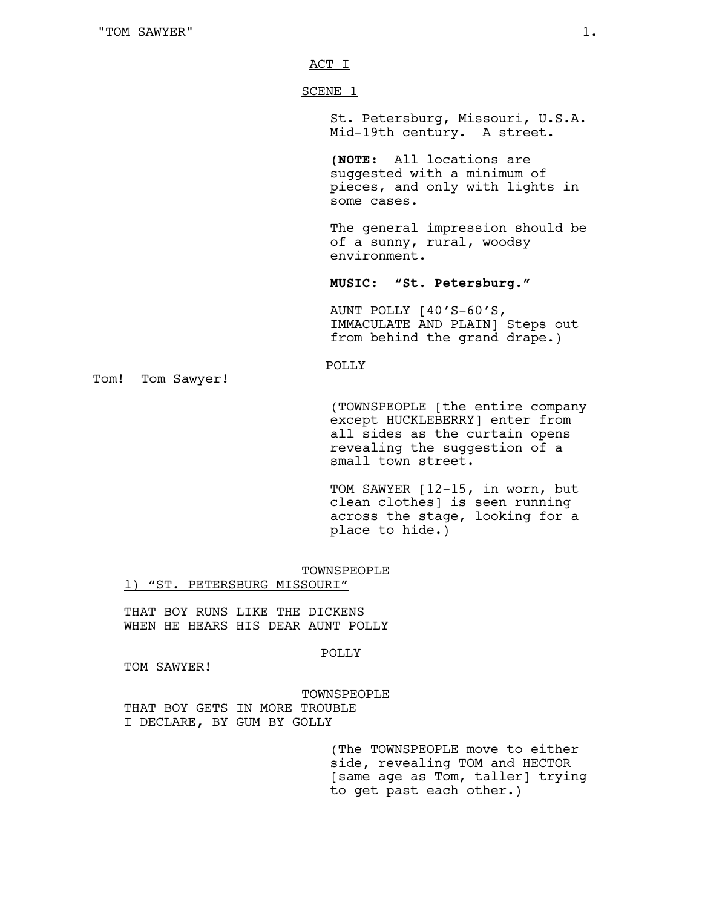ACT I

SCENE 1

St. Petersburg, Missouri, U.S.A. Mid-19th century. A street.

**(NOTE:** All locations are suggested with a minimum of pieces, and only with lights in some cases.

The general impression should be of a sunny, rural, woodsy environment.

**MUSIC: "St. Petersburg."**

AUNT POLLY [40'S-60'S, IMMACULATE AND PLAIN] Steps out from behind the grand drape.)

POLLY

Tom! Tom Sawyer!

(TOWNSPEOPLE [the entire company except HUCKLEBERRY] enter from all sides as the curtain opens revealing the suggestion of a small town street.

TOM SAWYER [12-15, in worn, but clean clothes] is seen running across the stage, looking for a place to hide.)

TOWNSPEOPLE

1) "ST. PETERSBURG MISSOURI"

THAT BOY RUNS LIKE THE DICKENS
WHEN HE HEARS HIS DEAR AUNT POLLY

POLLY

TOM SAWYER!

TOWNSPEOPLE

THAT BOY GETS IN MORE TROUBLE
I DECLARE, BY GUM BY GOLLY

(The TOWNSPEOPLE move to either side, revealing TOM and HECTOR [same age as Tom, taller] trying to get past each other.)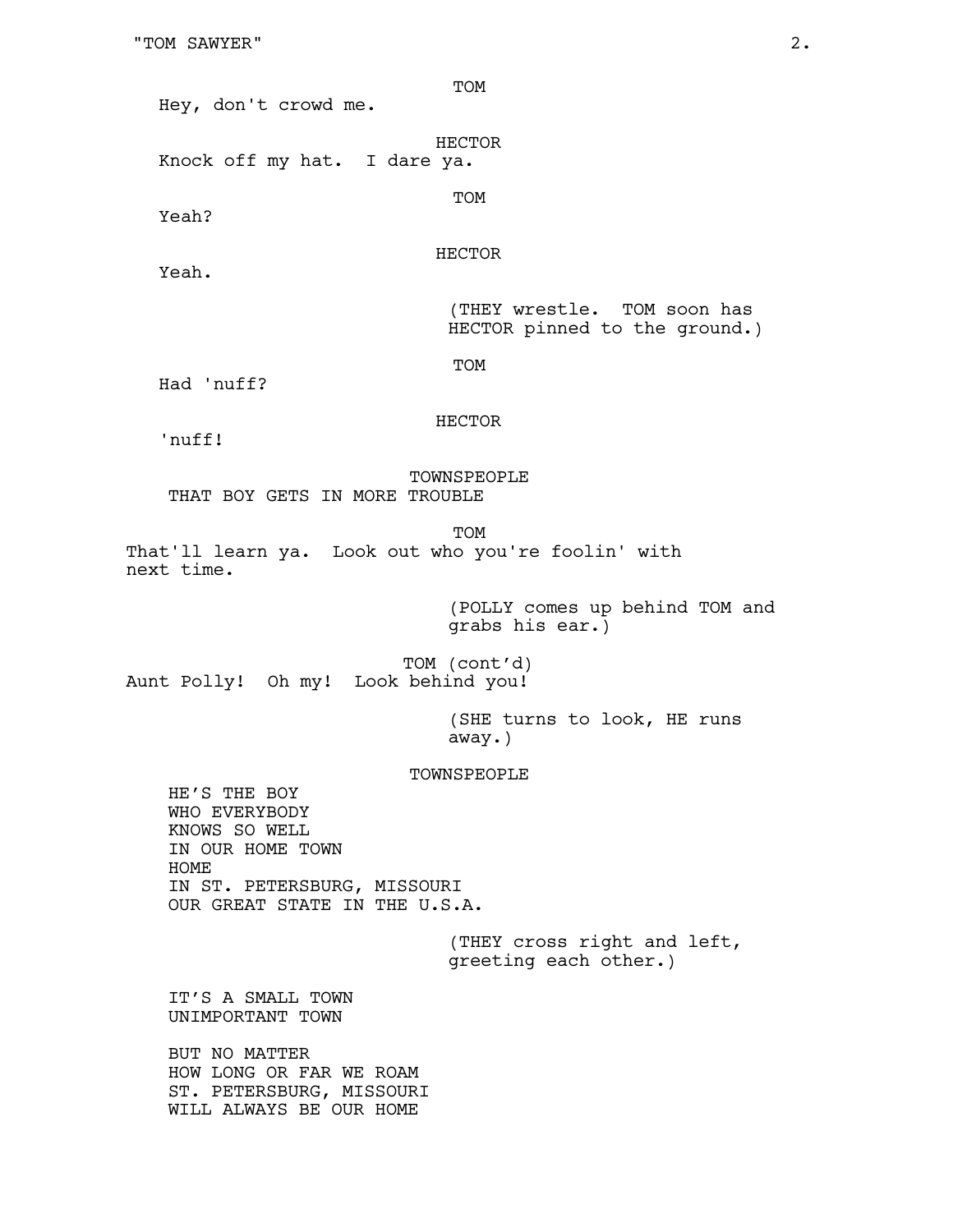TOM

Hey, don't crowd me.

HECTOR

Knock off my hat. I dare ya.

TOM

Yeah?

HECTOR

Yeah.

(THEY wrestle. TOM soon has HECTOR pinned to the ground.)

TOM

Had 'nuff?

HECTOR

'nuff!

TOWNSPEOPLE

THAT BOY GETS IN MORE TROUBLE

TOM

That'll learn ya. Look out who you're foolin' with next time.

(POLLY comes up behind TOM and grabs his ear.)

TOM (cont'd)

Aunt Polly! Oh my! Look behind you!

(SHE turns to look, HE runs away.)

TOWNSPEOPLE

HE'S THE BOY
WHO EVERYBODY
KNOWS SO WELL
IN OUR HOME TOWN
HOME
IN ST. PETERSBURG, MISSOURI
OUR GREAT STATE IN THE U.S.A.

(THEY cross right and left, greeting each other.)

IT'S A SMALL TOWN
UNIMPORTANT TOWN

BUT NO MATTER
HOW LONG OR FAR WE ROAM
ST. PETERSBURG, MISSOURI
WILL ALWAYS BE OUR HOME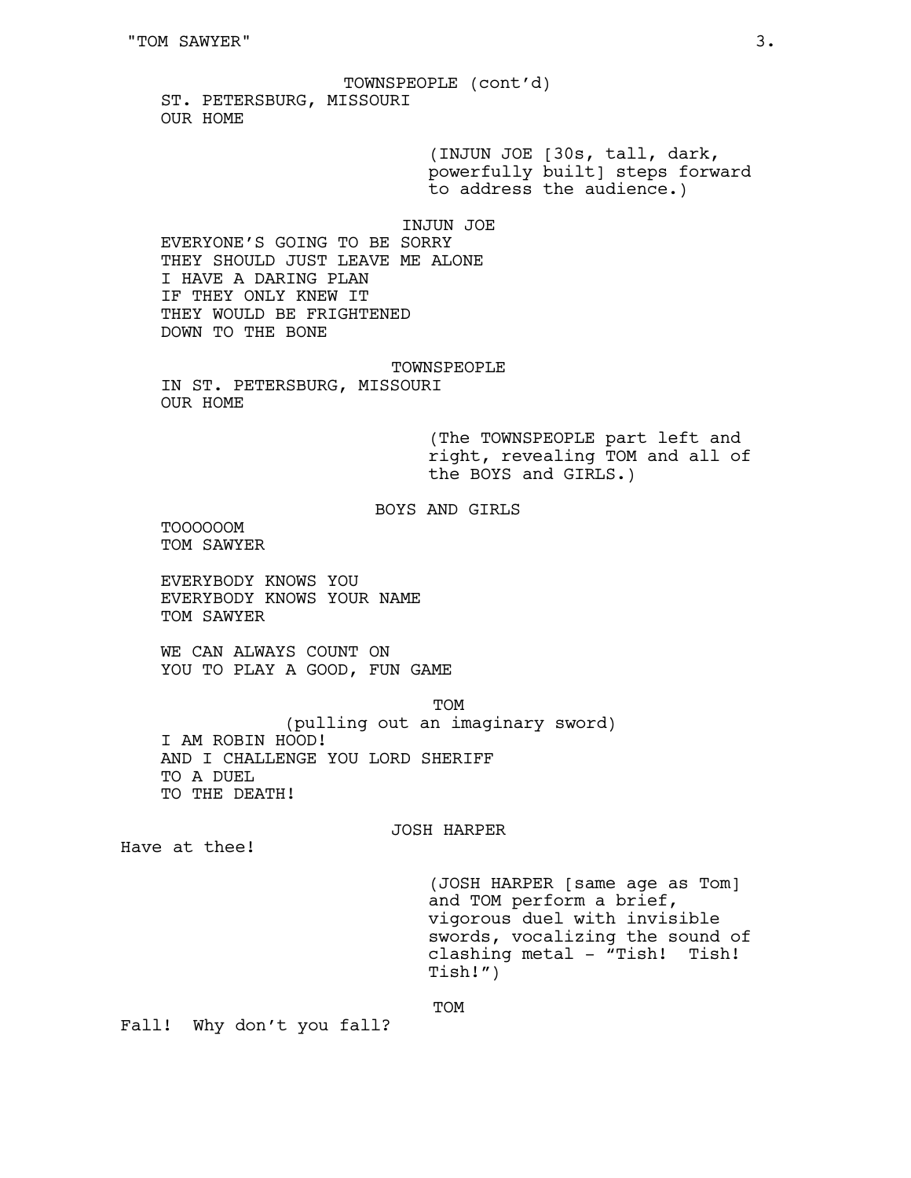TOWNSPEOPLE (cont'd)

ST. PETERSBURG, MISSOURI
OUR HOME

(INJUN JOE [30s, tall, dark, powerfully built] steps forward to address the audience.)

INJUN JOE

EVERYONE'S GOING TO BE SORRY
THEY SHOULD JUST LEAVE ME ALONE
I HAVE A DARING PLAN
IF THEY ONLY KNEW IT
THEY WOULD BE FRIGHTENED
DOWN TO THE BONE

TOWNSPEOPLE

IN ST. PETERSBURG, MISSOURI
OUR HOME

(The TOWNSPEOPLE part left and right, revealing TOM and all of the BOYS and GIRLS.)

BOYS AND GIRLS

TOOOOOOM
TOM SAWYER

EVERYBODY KNOWS YOU
EVERYBODY KNOWS YOUR NAME
TOM SAWYER

WE CAN ALWAYS COUNT ON
YOU TO PLAY A GOOD, FUN GAME

TOM

(pulling out an imaginary sword)

I AM ROBIN HOOD!
AND I CHALLENGE YOU LORD SHERIFF
TO A DUEL
TO THE DEATH!

JOSH HARPER

Have at thee!

(JOSH HARPER [same age as Tom] and TOM perform a brief, vigorous duel with invisible swords, vocalizing the sound of clashing metal - "Tish! Tish! Tish!")

TOM

Fall! Why don't you fall?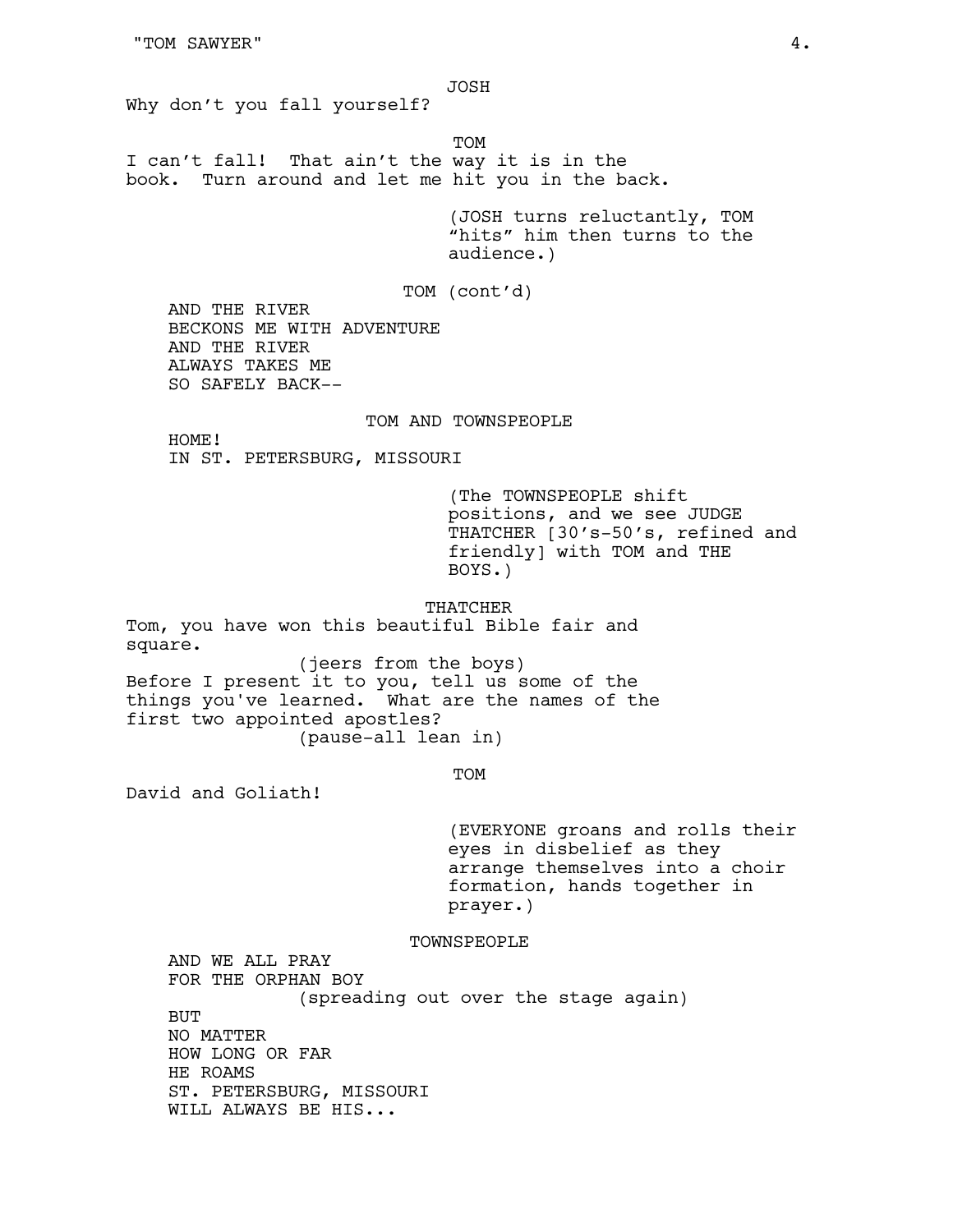JOSH

Why don't you fall yourself?

TOM

I can't fall! That ain't the way it is in the book. Turn around and let me hit you in the back.

(JOSH turns reluctantly, TOM "hits" him then turns to the audience.)

TOM (cont'd)

AND THE RIVER
BECKONS ME WITH ADVENTURE
AND THE RIVER
ALWAYS TAKES ME
SO SAFELY BACK--

TOM AND TOWNSPEOPLE

HOME!
IN ST. PETERSBURG, MISSOURI

(The TOWNSPEOPLE shift positions, and we see JUDGE THATCHER [30's-50's, refined and friendly] with TOM and THE BOYS.)

THATCHER

Tom, you have won this beautiful Bible fair and square.

(jeers from the boys)

Before I present it to you, tell us some of the things you've learned. What are the names of the first two appointed apostles?

(pause-all lean in)

TOM

David and Goliath!

(EVERYONE groans and rolls their eyes in disbelief as they arrange themselves into a choir formation, hands together in prayer.)

TOWNSPEOPLE

AND WE ALL PRAY
FOR THE ORPHAN BOY

(spreading out over the stage again)

BUT
NO MATTER
HOW LONG OR FAR
HE ROAMS
ST. PETERSBURG, MISSOURI
WILL ALWAYS BE HIS...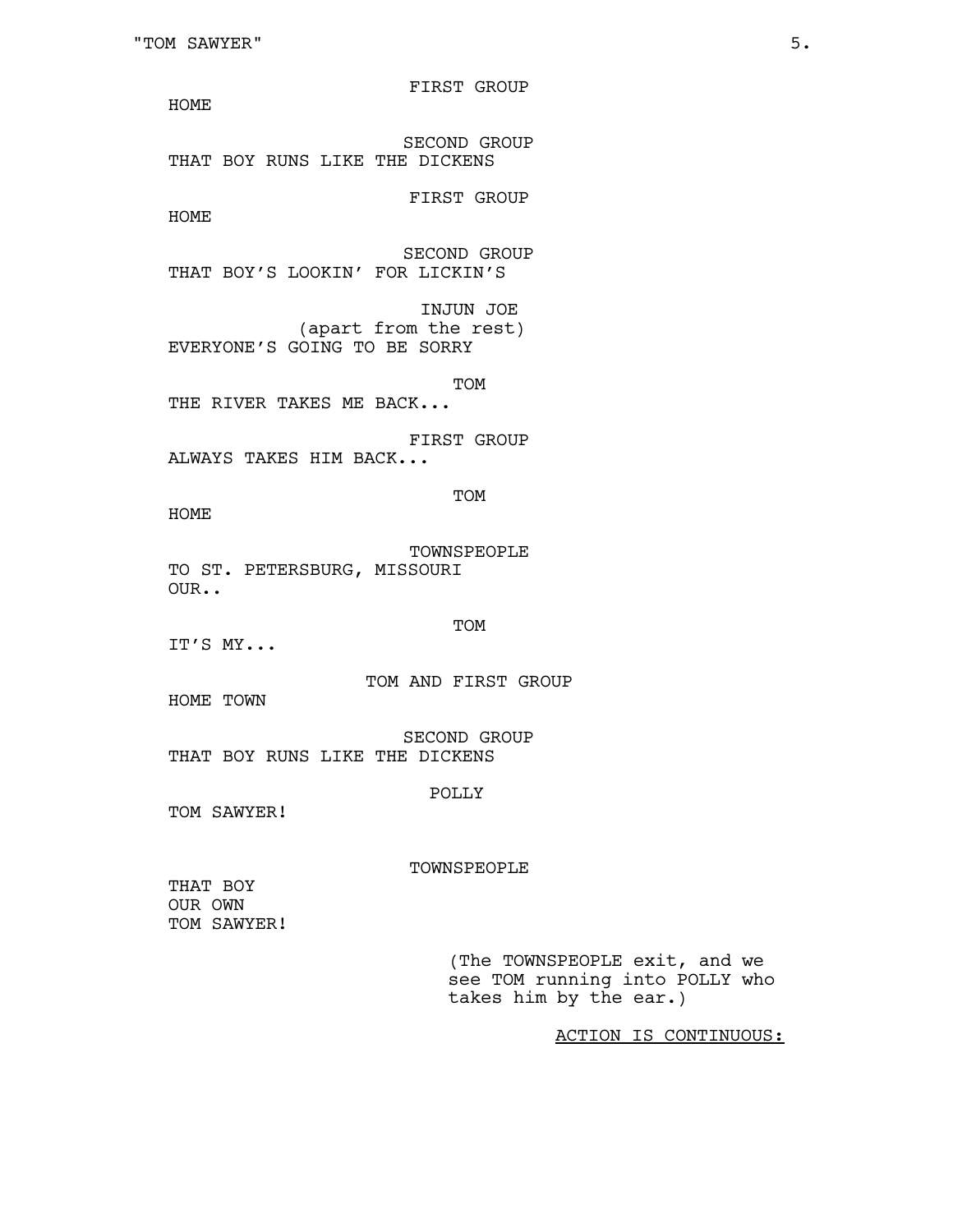FIRST GROUP

HOME

SECOND GROUP

THAT BOY RUNS LIKE THE DICKENS

FIRST GROUP

HOME

SECOND GROUP

THAT BOY'S LOOKIN' FOR LICKIN'S

INJUN JOE

(apart from the rest)

EVERYONE'S GOING TO BE SORRY

TOM

THE RIVER TAKES ME BACK...

FIRST GROUP

ALWAYS TAKES HIM BACK...

TOM

HOME

TOWNSPEOPLE

TO ST. PETERSBURG, MISSOURI
OUR..

TOM

IT'S MY...

TOM AND FIRST GROUP

HOME TOWN

SECOND GROUP

THAT BOY RUNS LIKE THE DICKENS

POLLY

TOM SAWYER!

TOWNSPEOPLE

THAT BOY
OUR OWN
TOM SAWYER!

(The TOWNSPEOPLE exit, and we see TOM running into POLLY who takes him by the ear.)

ACTION IS CONTINUOUS: